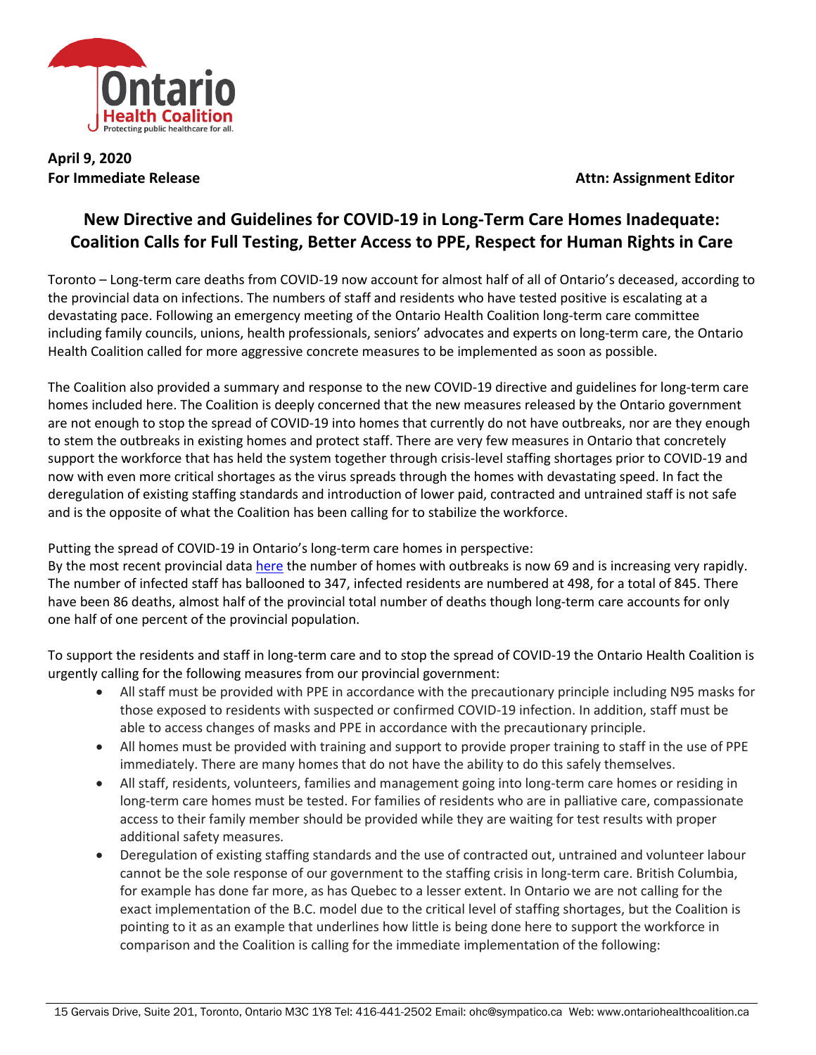April 9, 2020
**For Immediate Release** **Attn: Assignment Editor**

## New Directive and Guidelines for COVID-19 in Long-Term Care Homes Inadequate: Coalition Calls for Full Testing, Better Access to PPE, Respect for Human Rights in Care

Toronto – Long-term care deaths from COVID-19 now account for almost half of all of Ontario's deceased, according to the provincial data on infections. The numbers of staff and residents who have tested positive is escalating at a devastating pace. Following an emergency meeting of the Ontario Health Coalition long-term care committee including family councils, unions, health professionals, seniors' advocates and experts on long-term care, the Ontario Health Coalition called for more aggressive concrete measures to be implemented as soon as possible.

The Coalition also provided a summary and response to the new COVID-19 directive and guidelines for long-term care homes included here. The Coalition is deeply concerned that the new measures released by the Ontario government are not enough to stop the spread of COVID-19 into homes that currently do not have outbreaks, nor are they enough to stem the outbreaks in existing homes and protect staff. There are very few measures in Ontario that concretely support the workforce that has held the system together through crisis-level staffing shortages prior to COVID-19 and now with even more critical shortages as the virus spreads through the homes with devastating speed. In fact the deregulation of existing staffing standards and introduction of lower paid, contracted and untrained staff is not safe and is the opposite of what the Coalition has been calling for to stabilize the workforce.

Putting the spread of COVID-19 in Ontario's long-term care homes in perspective:
By the most recent provincial data here the number of homes with outbreaks is now 69 and is increasing very rapidly. The number of infected staff has ballooned to 347, infected residents are numbered at 498, for a total of 845. There have been 86 deaths, almost half of the provincial total number of deaths though long-term care accounts for only one half of one percent of the provincial population.

To support the residents and staff in long-term care and to stop the spread of COVID-19 the Ontario Health Coalition is urgently calling for the following measures from our provincial government:

- All staff must be provided with PPE in accordance with the precautionary principle including N95 masks for those exposed to residents with suspected or confirmed COVID-19 infection. In addition, staff must be able to access changes of masks and PPE in accordance with the precautionary principle.
- All homes must be provided with training and support to provide proper training to staff in the use of PPE immediately. There are many homes that do not have the ability to do this safely themselves.
- All staff, residents, volunteers, families and management going into long-term care homes or residing in long-term care homes must be tested. For families of residents who are in palliative care, compassionate access to their family member should be provided while they are waiting for test results with proper additional safety measures.
- Deregulation of existing staffing standards and the use of contracted out, untrained and volunteer labour cannot be the sole response of our government to the staffing crisis in long-term care. British Columbia, for example has done far more, as has Quebec to a lesser extent. In Ontario we are not calling for the exact implementation of the B.C. model due to the critical level of staffing shortages, but the Coalition is pointing to it as an example that underlines how little is being done here to support the workforce in comparison and the Coalition is calling for the immediate implementation of the following: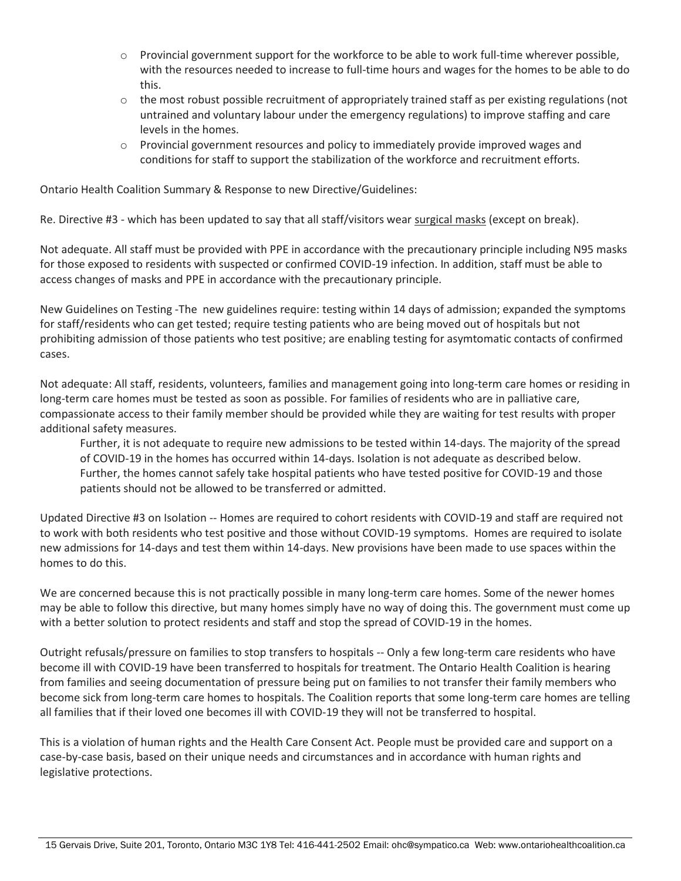- Provincial government support for the workforce to be able to work full-time wherever possible, with the resources needed to increase to full-time hours and wages for the homes to be able to do this.
- the most robust possible recruitment of appropriately trained staff as per existing regulations (not untrained and voluntary labour under the emergency regulations) to improve staffing and care levels in the homes.
- Provincial government resources and policy to immediately provide improved wages and conditions for staff to support the stabilization of the workforce and recruitment efforts.

Ontario Health Coalition Summary & Response to new Directive/Guidelines:

Re. Directive #3 - which has been updated to say that all staff/visitors wear <u>surgical masks</u> (except on break).

Not adequate. All staff must be provided with PPE in accordance with the precautionary principle including N95 masks for those exposed to residents with suspected or confirmed COVID-19 infection. In addition, staff must be able to access changes of masks and PPE in accordance with the precautionary principle.

New Guidelines on Testing -The new guidelines require: testing within 14 days of admission; expanded the symptoms for staff/residents who can get tested; require testing patients who are being moved out of hospitals but not prohibiting admission of those patients who test positive; are enabling testing for asymtomatic contacts of confirmed cases.

Not adequate: All staff, residents, volunteers, families and management going into long-term care homes or residing in long-term care homes must be tested as soon as possible. For families of residents who are in palliative care, compassionate access to their family member should be provided while they are waiting for test results with proper additional safety measures.

> Further, it is not adequate to require new admissions to be tested within 14-days. The majority of the spread of COVID-19 in the homes has occurred within 14-days. Isolation is not adequate as described below. Further, the homes cannot safely take hospital patients who have tested positive for COVID-19 and those patients should not be allowed to be transferred or admitted.

Updated Directive #3 on Isolation -- Homes are required to cohort residents with COVID-19 and staff are required not to work with both residents who test positive and those without COVID-19 symptoms. Homes are required to isolate new admissions for 14-days and test them within 14-days. New provisions have been made to use spaces within the homes to do this.

We are concerned because this is not practically possible in many long-term care homes. Some of the newer homes may be able to follow this directive, but many homes simply have no way of doing this. The government must come up with a better solution to protect residents and staff and stop the spread of COVID-19 in the homes.

Outright refusals/pressure on families to stop transfers to hospitals -- Only a few long-term care residents who have become ill with COVID-19 have been transferred to hospitals for treatment. The Ontario Health Coalition is hearing from families and seeing documentation of pressure being put on families to not transfer their family members who become sick from long-term care homes to hospitals. The Coalition reports that some long-term care homes are telling all families that if their loved one becomes ill with COVID-19 they will not be transferred to hospital.

This is a violation of human rights and the Health Care Consent Act. People must be provided care and support on a case-by-case basis, based on their unique needs and circumstances and in accordance with human rights and legislative protections.